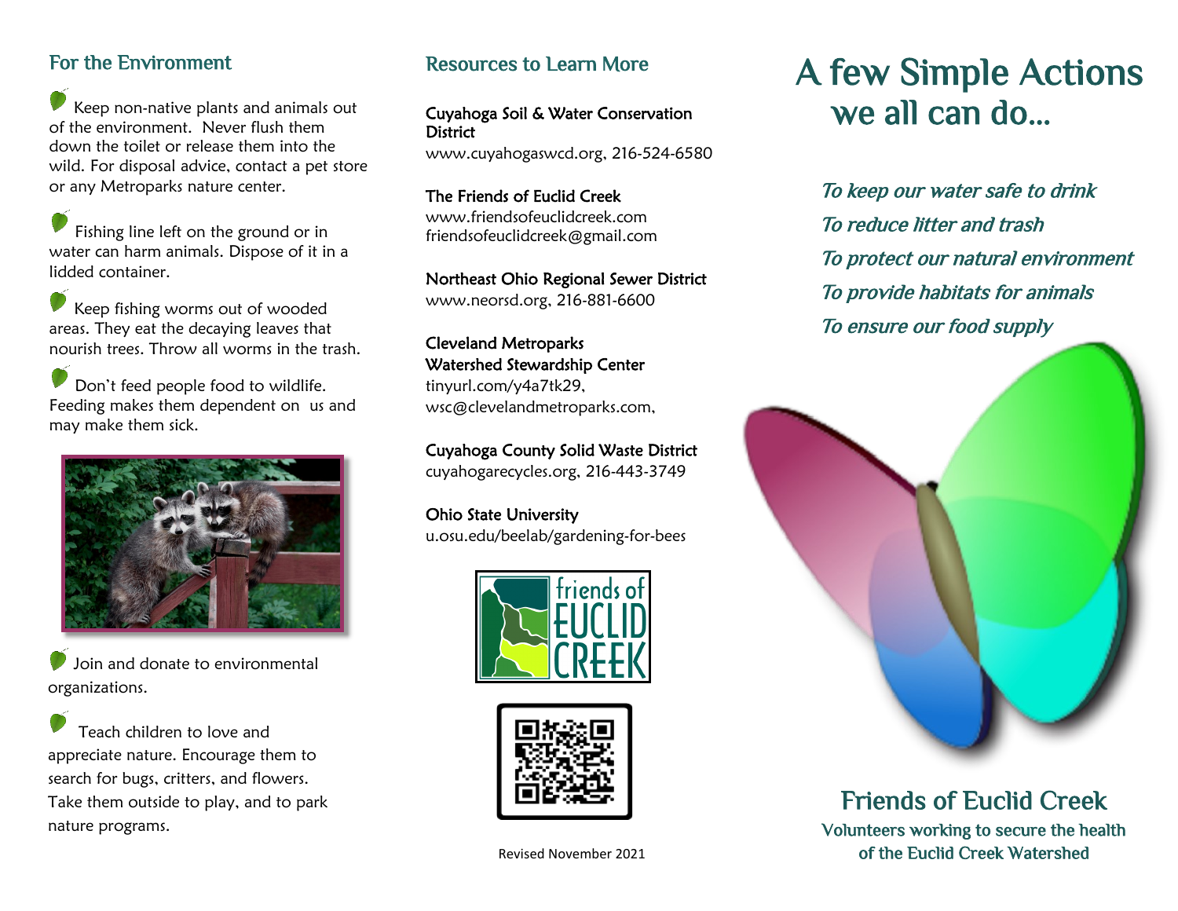## For the Environment

- Keep non-native plants and animals out of the environment. Never flush them down the toilet or release them into the wild. For disposal advice, contact a pet store or any Metroparks nature center.
- Fishing line left on the ground or in water can harm animals. Dispose of it in a lidded container.
- Keep fishing worms out of wooded areas. They eat the decaying leaves that nourish trees. Throw all worms in the trash.
- Don't feed people food to wildlife. Feeding makes them dependent on us and may make them sick.
- Join and donate to environmental organizations.
- Teach children to love and appreciate nature. Encourage them to search for bugs, critters, and flowers. Take them outside to play, and to park nature programs.

## Resources to Learn More

**Cuyahoga Soil & Water Conservation District**
www.cuyahogaswcd.org, 216-524-6580

**The Friends of Euclid Creek**
www.friendsofeuclidcreek.com
friendsofeuclidcreek@gmail.com

**Northeast Ohio Regional Sewer District**
www.neorsd.org, 216-881-6600

**Cleveland Metroparks**
**Watershed Stewardship Center**
tinyurl.com/y4a7tk29,
wsc@clevelandmetroparks.com,

**Cuyahoga County Solid Waste District**
cuyahogarecycles.org, 216-443-3749

**Ohio State University**
u.osu.edu/beelab/gardening-for-bees

friends of EUCLID CREEK

Revised November 2021

# A few Simple Actions we all can do...

*To keep our water safe to drink*
*To reduce litter and trash*
*To protect our natural environment*
*To provide habitats for animals*
*To ensure our food supply*

## Friends of Euclid Creek

Volunteers working to secure the health of the Euclid Creek Watershed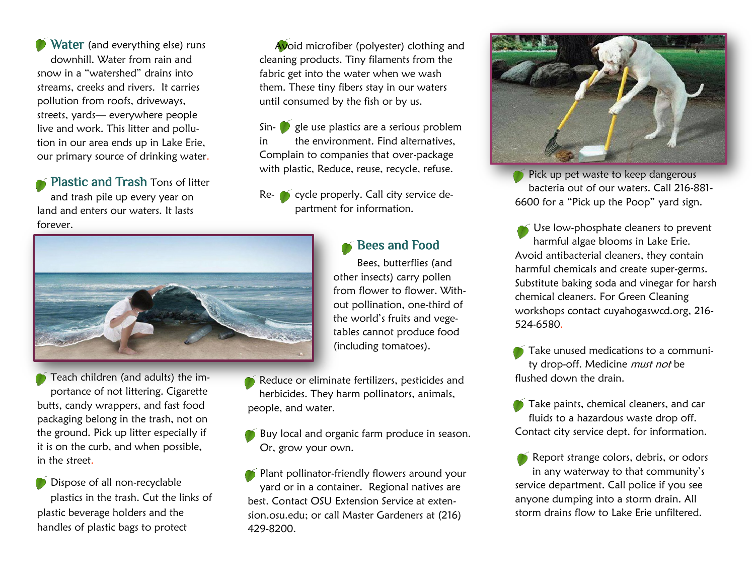**Water** (and everything else) runs downhill. Water from rain and snow in a "watershed" drains into streams, creeks and rivers. It carries pollution from roofs, driveways, streets, yards— everywhere people live and work. This litter and pollution in our area ends up in Lake Erie, our primary source of drinking water.

**Plastic and Trash** Tons of litter and trash pile up every year on land and enters our waters. It lasts forever.

- Teach children (and adults) the importance of not littering. Cigarette butts, candy wrappers, and fast food packaging belong in the trash, not on the ground. Pick up litter especially if it is on the curb, and when possible, in the street.

- Dispose of all non-recyclable plastics in the trash. Cut the links of plastic beverage holders and the handles of plastic bags to protect

- Avoid microfiber (polyester) clothing and cleaning products. Tiny filaments from the fabric get into the water when we wash them. These tiny fibers stay in our waters until consumed by the fish or by us.

- Single use plastics are a serious problem in the environment. Find alternatives, Complain to companies that over-package with plastic, Reduce, reuse, recycle, refuse.

- Recycle properly. Call city service department for information.

**Bees and Food**

Bees, butterflies (and other insects) carry pollen from flower to flower. Without pollination, one-third of the world's fruits and vegetables cannot produce food (including tomatoes).

- Reduce or eliminate fertilizers, pesticides and herbicides. They harm pollinators, animals, people, and water.

- Buy local and organic farm produce in season. Or, grow your own.

- Plant pollinator-friendly flowers around your yard or in a container. Regional natives are best. Contact OSU Extension Service at extension.osu.edu; or call Master Gardeners at (216) 429-8200.

- Pick up pet waste to keep dangerous bacteria out of our waters. Call 216-881-6600 for a "Pick up the Poop" yard sign.

- Use low-phosphate cleaners to prevent harmful algae blooms in Lake Erie. Avoid antibacterial cleaners, they contain harmful chemicals and create super-germs. Substitute baking soda and vinegar for harsh chemical cleaners. For Green Cleaning workshops contact cuyahogaswcd.org, 216-524-6580.

- Take unused medications to a community drop-off. Medicine *must not* be flushed down the drain.

- Take paints, chemical cleaners, and car fluids to a hazardous waste drop off. Contact city service dept. for information.

- Report strange colors, debris, or odors in any waterway to that community's service department. Call police if you see anyone dumping into a storm drain. All storm drains flow to Lake Erie unfiltered.